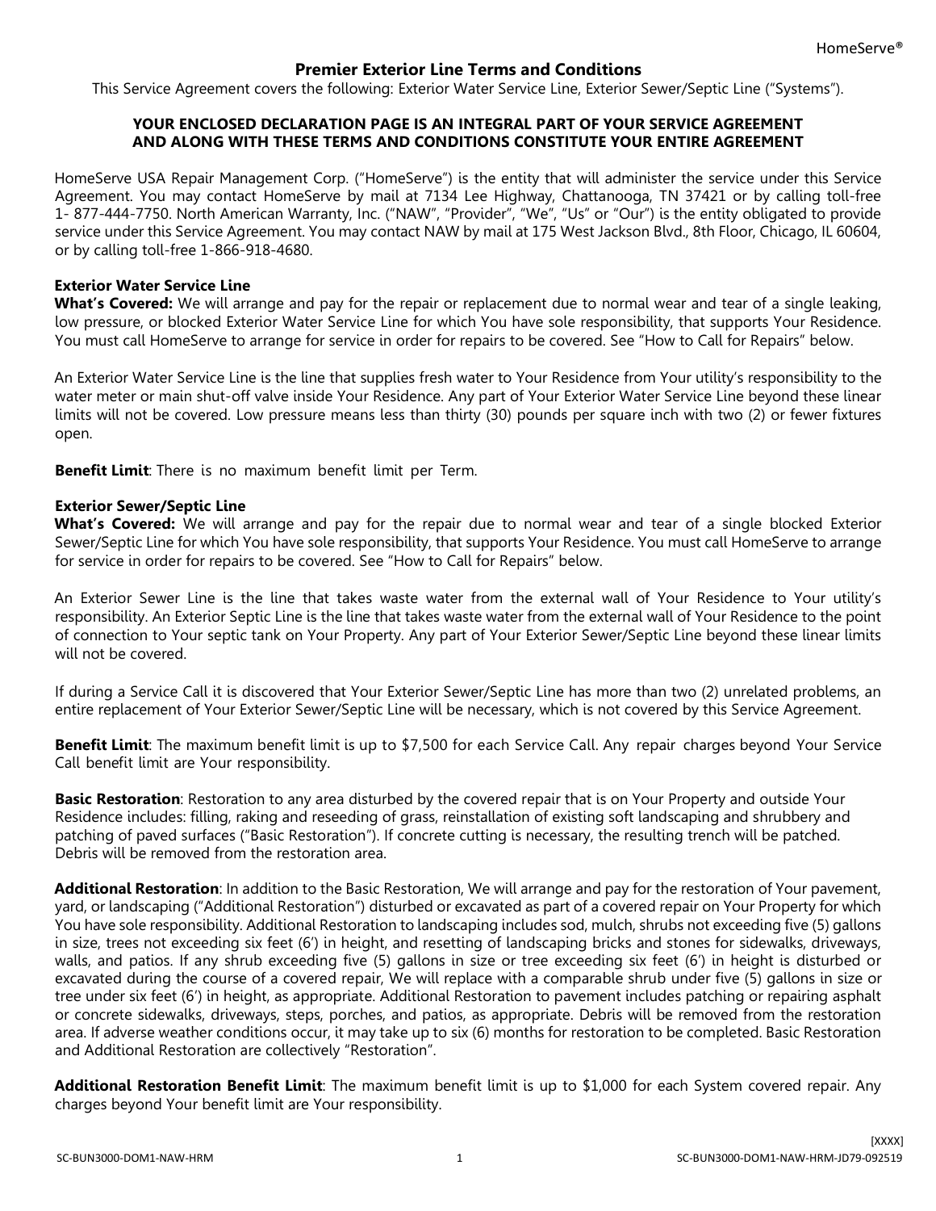# Premier Exterior Line Terms and Conditions

This Service Agreement covers the following: Exterior Water Service Line, Exterior Sewer/Septic Line ("Systems").

**YOUR ENCLOSED DECLARATION PAGE IS AN INTEGRAL PART OF YOUR SERVICE AGREEMENT AND ALONG WITH THESE TERMS AND CONDITIONS CONSTITUTE YOUR ENTIRE AGREEMENT**

HomeServe USA Repair Management Corp. ("HomeServe") is the entity that will administer the service under this Service Agreement. You may contact HomeServe by mail at 7134 Lee Highway, Chattanooga, TN 37421 or by calling toll-free 1- 877-444-7750. North American Warranty, Inc. ("NAW", "Provider", "We", "Us" or "Our") is the entity obligated to provide service under this Service Agreement. You may contact NAW by mail at 175 West Jackson Blvd., 8th Floor, Chicago, IL 60604, or by calling toll-free 1-866-918-4680.

### Exterior Water Service Line

**What's Covered:** We will arrange and pay for the repair or replacement due to normal wear and tear of a single leaking, low pressure, or blocked Exterior Water Service Line for which You have sole responsibility, that supports Your Residence. You must call HomeServe to arrange for service in order for repairs to be covered. See "How to Call for Repairs" below.

An Exterior Water Service Line is the line that supplies fresh water to Your Residence from Your utility's responsibility to the water meter or main shut-off valve inside Your Residence. Any part of Your Exterior Water Service Line beyond these linear limits will not be covered. Low pressure means less than thirty (30) pounds per square inch with two (2) or fewer fixtures open.

**Benefit Limit**: There is no maximum benefit limit per Term.

### Exterior Sewer/Septic Line

**What's Covered:** We will arrange and pay for the repair due to normal wear and tear of a single blocked Exterior Sewer/Septic Line for which You have sole responsibility, that supports Your Residence. You must call HomeServe to arrange for service in order for repairs to be covered. See "How to Call for Repairs" below.

An Exterior Sewer Line is the line that takes waste water from the external wall of Your Residence to Your utility's responsibility. An Exterior Septic Line is the line that takes waste water from the external wall of Your Residence to the point of connection to Your septic tank on Your Property. Any part of Your Exterior Sewer/Septic Line beyond these linear limits will not be covered.

If during a Service Call it is discovered that Your Exterior Sewer/Septic Line has more than two (2) unrelated problems, an entire replacement of Your Exterior Sewer/Septic Line will be necessary, which is not covered by this Service Agreement.

**Benefit Limit**: The maximum benefit limit is up to $7,500 for each Service Call. Any repair charges beyond Your Service Call benefit limit are Your responsibility.

**Basic Restoration**: Restoration to any area disturbed by the covered repair that is on Your Property and outside Your Residence includes: filling, raking and reseeding of grass, reinstallation of existing soft landscaping and shrubbery and patching of paved surfaces ("Basic Restoration"). If concrete cutting is necessary, the resulting trench will be patched. Debris will be removed from the restoration area.

**Additional Restoration**: In addition to the Basic Restoration, We will arrange and pay for the restoration of Your pavement, yard, or landscaping ("Additional Restoration") disturbed or excavated as part of a covered repair on Your Property for which You have sole responsibility. Additional Restoration to landscaping includes sod, mulch, shrubs not exceeding five (5) gallons in size, trees not exceeding six feet (6') in height, and resetting of landscaping bricks and stones for sidewalks, driveways, walls, and patios. If any shrub exceeding five (5) gallons in size or tree exceeding six feet (6') in height is disturbed or excavated during the course of a covered repair, We will replace with a comparable shrub under five (5) gallons in size or tree under six feet (6') in height, as appropriate. Additional Restoration to pavement includes patching or repairing asphalt or concrete sidewalks, driveways, steps, porches, and patios, as appropriate. Debris will be removed from the restoration area. If adverse weather conditions occur, it may take up to six (6) months for restoration to be completed. Basic Restoration and Additional Restoration are collectively "Restoration".

**Additional Restoration Benefit Limit**: The maximum benefit limit is up to $1,000 for each System covered repair. Any charges beyond Your benefit limit are Your responsibility.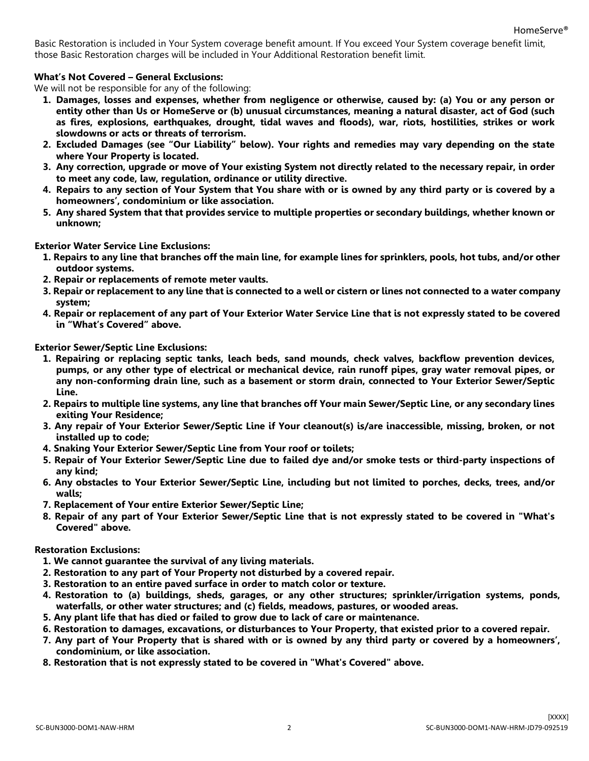Basic Restoration is included in Your System coverage benefit amount. If You exceed Your System coverage benefit limit, those Basic Restoration charges will be included in Your Additional Restoration benefit limit.

**What's Not Covered – General Exclusions:**

We will not be responsible for any of the following:

1. **Damages, losses and expenses, whether from negligence or otherwise, caused by: (a) You or any person or entity other than Us or HomeServe or (b) unusual circumstances, meaning a natural disaster, act of God (such as fires, explosions, earthquakes, drought, tidal waves and floods), war, riots, hostilities, strikes or work slowdowns or acts or threats of terrorism.**
2. **Excluded Damages (see "Our Liability" below). Your rights and remedies may vary depending on the state where Your Property is located.**
3. **Any correction, upgrade or move of Your existing System not directly related to the necessary repair, in order to meet any code, law, regulation, ordinance or utility directive.**
4. **Repairs to any section of Your System that You share with or is owned by any third party or is covered by a homeowners', condominium or like association.**
5. **Any shared System that that provides service to multiple properties or secondary buildings, whether known or unknown;**

**Exterior Water Service Line Exclusions:**

1. **Repairs to any line that branches off the main line, for example lines for sprinklers, pools, hot tubs, and/or other outdoor systems.**
2. **Repair or replacements of remote meter vaults.**
3. **Repair or replacement to any line that is connected to a well or cistern or lines not connected to a water company system;**
4. **Repair or replacement of any part of Your Exterior Water Service Line that is not expressly stated to be covered in "What's Covered" above.**

**Exterior Sewer/Septic Line Exclusions:**

1. **Repairing or replacing septic tanks, leach beds, sand mounds, check valves, backflow prevention devices, pumps, or any other type of electrical or mechanical device, rain runoff pipes, gray water removal pipes, or any non-conforming drain line, such as a basement or storm drain, connected to Your Exterior Sewer/Septic Line.**
2. **Repairs to multiple line systems, any line that branches off Your main Sewer/Septic Line, or any secondary lines exiting Your Residence;**
3. **Any repair of Your Exterior Sewer/Septic Line if Your cleanout(s) is/are inaccessible, missing, broken, or not installed up to code;**
4. **Snaking Your Exterior Sewer/Septic Line from Your roof or toilets;**
5. **Repair of Your Exterior Sewer/Septic Line due to failed dye and/or smoke tests or third-party inspections of any kind;**
6. **Any obstacles to Your Exterior Sewer/Septic Line, including but not limited to porches, decks, trees, and/or walls;**
7. **Replacement of Your entire Exterior Sewer/Septic Line;**
8. **Repair of any part of Your Exterior Sewer/Septic Line that is not expressly stated to be covered in "What's Covered" above.**

**Restoration Exclusions:**

1. **We cannot guarantee the survival of any living materials.**
2. **Restoration to any part of Your Property not disturbed by a covered repair.**
3. **Restoration to an entire paved surface in order to match color or texture.**
4. **Restoration to (a) buildings, sheds, garages, or any other structures; sprinkler/irrigation systems, ponds, waterfalls, or other water structures; and (c) fields, meadows, pastures, or wooded areas.**
5. **Any plant life that has died or failed to grow due to lack of care or maintenance.**
6. **Restoration to damages, excavations, or disturbances to Your Property, that existed prior to a covered repair.**
7. **Any part of Your Property that is shared with or is owned by any third party or covered by a homeowners', condominium, or like association.**
8. **Restoration that is not expressly stated to be covered in "What's Covered" above.**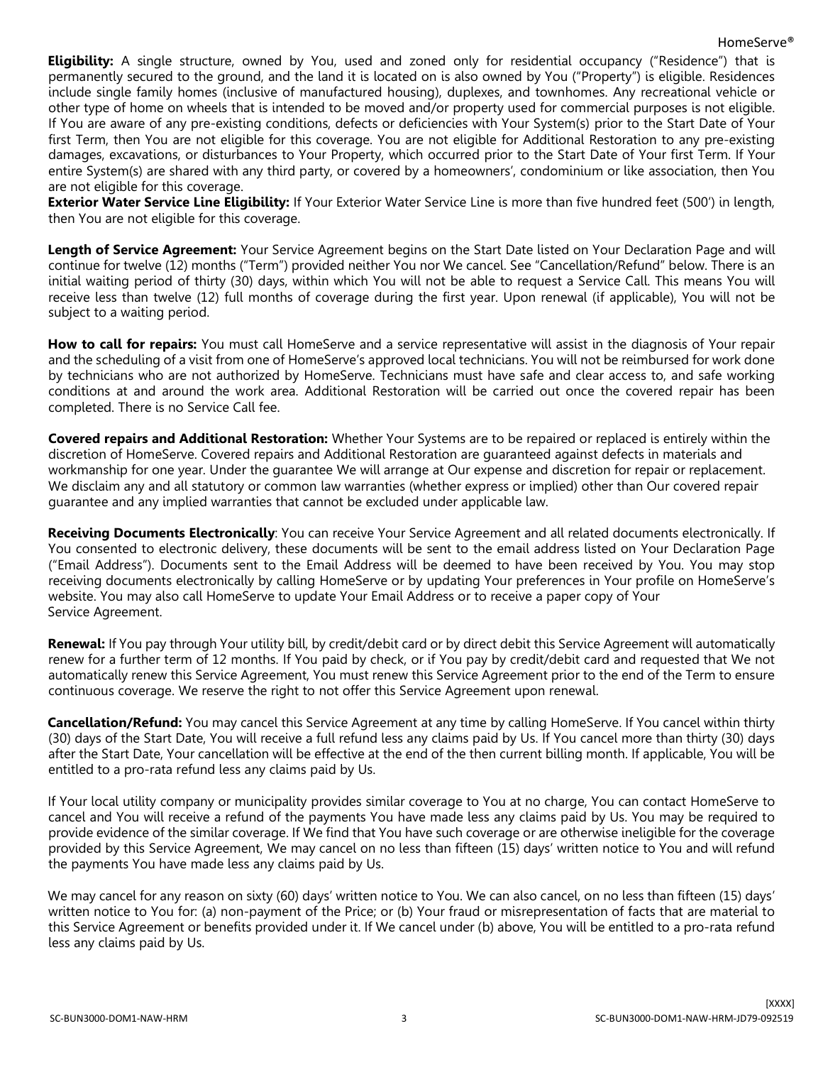**Eligibility:** A single structure, owned by You, used and zoned only for residential occupancy ("Residence") that is permanently secured to the ground, and the land it is located on is also owned by You ("Property") is eligible. Residences include single family homes (inclusive of manufactured housing), duplexes, and townhomes. Any recreational vehicle or other type of home on wheels that is intended to be moved and/or property used for commercial purposes is not eligible. If You are aware of any pre-existing conditions, defects or deficiencies with Your System(s) prior to the Start Date of Your first Term, then You are not eligible for this coverage. You are not eligible for Additional Restoration to any pre-existing damages, excavations, or disturbances to Your Property, which occurred prior to the Start Date of Your first Term. If Your entire System(s) are shared with any third party, or covered by a homeowners', condominium or like association, then You are not eligible for this coverage.

**Exterior Water Service Line Eligibility:** If Your Exterior Water Service Line is more than five hundred feet (500') in length, then You are not eligible for this coverage.

**Length of Service Agreement:** Your Service Agreement begins on the Start Date listed on Your Declaration Page and will continue for twelve (12) months ("Term") provided neither You nor We cancel. See "Cancellation/Refund" below. There is an initial waiting period of thirty (30) days, within which You will not be able to request a Service Call. This means You will receive less than twelve (12) full months of coverage during the first year. Upon renewal (if applicable), You will not be subject to a waiting period.

**How to call for repairs:** You must call HomeServe and a service representative will assist in the diagnosis of Your repair and the scheduling of a visit from one of HomeServe's approved local technicians. You will not be reimbursed for work done by technicians who are not authorized by HomeServe. Technicians must have safe and clear access to, and safe working conditions at and around the work area. Additional Restoration will be carried out once the covered repair has been completed. There is no Service Call fee.

**Covered repairs and Additional Restoration:** Whether Your Systems are to be repaired or replaced is entirely within the discretion of HomeServe. Covered repairs and Additional Restoration are guaranteed against defects in materials and workmanship for one year. Under the guarantee We will arrange at Our expense and discretion for repair or replacement. We disclaim any and all statutory or common law warranties (whether express or implied) other than Our covered repair guarantee and any implied warranties that cannot be excluded under applicable law.

**Receiving Documents Electronically**: You can receive Your Service Agreement and all related documents electronically. If You consented to electronic delivery, these documents will be sent to the email address listed on Your Declaration Page ("Email Address"). Documents sent to the Email Address will be deemed to have been received by You. You may stop receiving documents electronically by calling HomeServe or by updating Your preferences in Your profile on HomeServe's website. You may also call HomeServe to update Your Email Address or to receive a paper copy of Your Service Agreement.

**Renewal:** If You pay through Your utility bill, by credit/debit card or by direct debit this Service Agreement will automatically renew for a further term of 12 months. If You paid by check, or if You pay by credit/debit card and requested that We not automatically renew this Service Agreement, You must renew this Service Agreement prior to the end of the Term to ensure continuous coverage. We reserve the right to not offer this Service Agreement upon renewal.

**Cancellation/Refund:** You may cancel this Service Agreement at any time by calling HomeServe. If You cancel within thirty (30) days of the Start Date, You will receive a full refund less any claims paid by Us. If You cancel more than thirty (30) days after the Start Date, Your cancellation will be effective at the end of the then current billing month. If applicable, You will be entitled to a pro-rata refund less any claims paid by Us.

If Your local utility company or municipality provides similar coverage to You at no charge, You can contact HomeServe to cancel and You will receive a refund of the payments You have made less any claims paid by Us. You may be required to provide evidence of the similar coverage. If We find that You have such coverage or are otherwise ineligible for the coverage provided by this Service Agreement, We may cancel on no less than fifteen (15) days' written notice to You and will refund the payments You have made less any claims paid by Us.

We may cancel for any reason on sixty (60) days' written notice to You. We can also cancel, on no less than fifteen (15) days' written notice to You for: (a) non-payment of the Price; or (b) Your fraud or misrepresentation of facts that are material to this Service Agreement or benefits provided under it. If We cancel under (b) above, You will be entitled to a pro-rata refund less any claims paid by Us.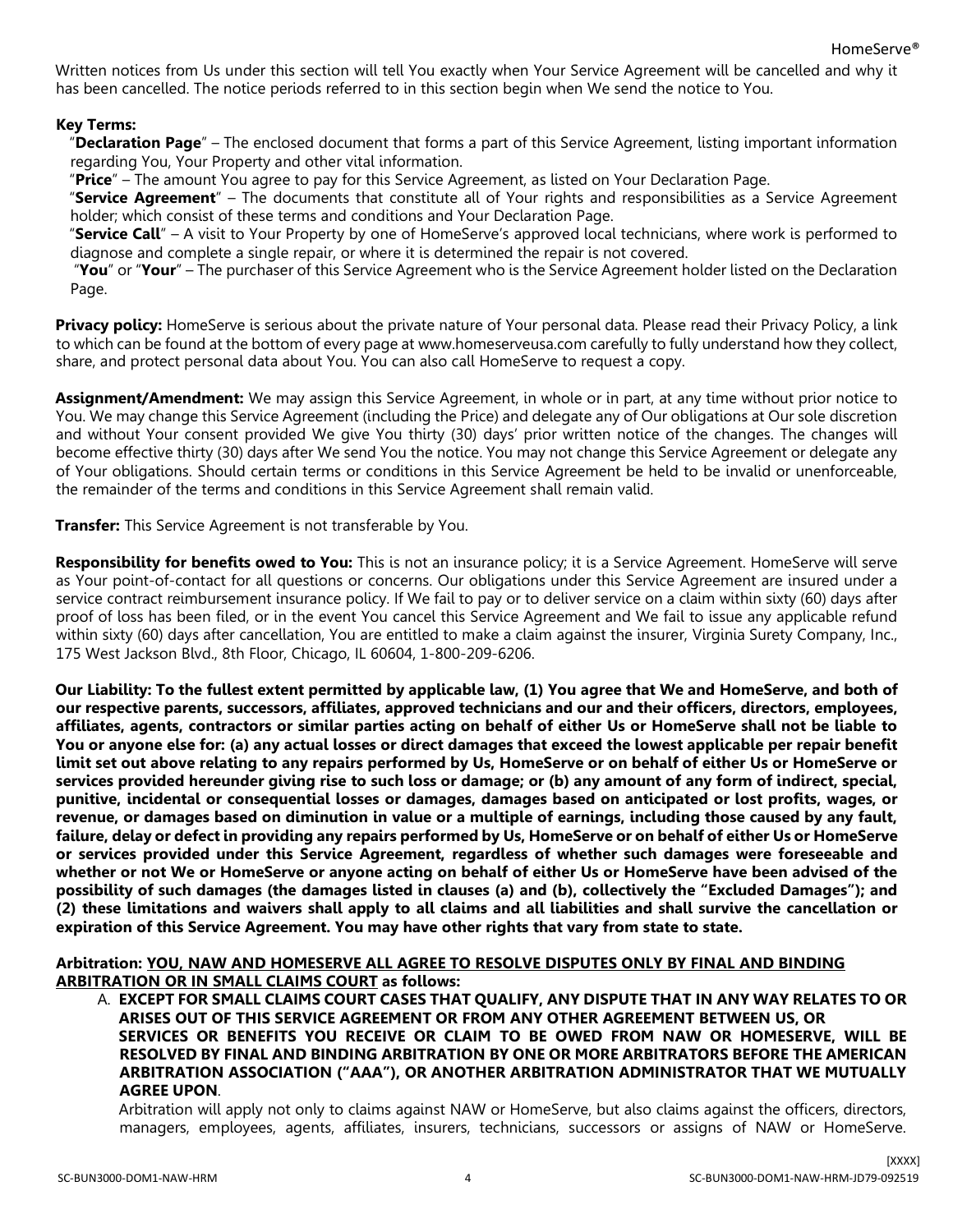Written notices from Us under this section will tell You exactly when Your Service Agreement will be cancelled and why it has been cancelled. The notice periods referred to in this section begin when We send the notice to You.

**Key Terms:**

"**Declaration Page**" – The enclosed document that forms a part of this Service Agreement, listing important information regarding You, Your Property and other vital information.

"**Price**" – The amount You agree to pay for this Service Agreement, as listed on Your Declaration Page.

"**Service Agreement**" – The documents that constitute all of Your rights and responsibilities as a Service Agreement holder; which consist of these terms and conditions and Your Declaration Page.

"**Service Call**" – A visit to Your Property by one of HomeServe's approved local technicians, where work is performed to diagnose and complete a single repair, or where it is determined the repair is not covered.

"**You**" or "**Your**" – The purchaser of this Service Agreement who is the Service Agreement holder listed on the Declaration Page.

**Privacy policy:** HomeServe is serious about the private nature of Your personal data. Please read their Privacy Policy, a link to which can be found at the bottom of every page at www.homeserveusa.com carefully to fully understand how they collect, share, and protect personal data about You. You can also call HomeServe to request a copy.

**Assignment/Amendment:** We may assign this Service Agreement, in whole or in part, at any time without prior notice to You. We may change this Service Agreement (including the Price) and delegate any of Our obligations at Our sole discretion and without Your consent provided We give You thirty (30) days' prior written notice of the changes. The changes will become effective thirty (30) days after We send You the notice. You may not change this Service Agreement or delegate any of Your obligations. Should certain terms or conditions in this Service Agreement be held to be invalid or unenforceable, the remainder of the terms and conditions in this Service Agreement shall remain valid.

**Transfer:** This Service Agreement is not transferable by You.

**Responsibility for benefits owed to You:** This is not an insurance policy; it is a Service Agreement. HomeServe will serve as Your point-of-contact for all questions or concerns. Our obligations under this Service Agreement are insured under a service contract reimbursement insurance policy. If We fail to pay or to deliver service on a claim within sixty (60) days after proof of loss has been filed, or in the event You cancel this Service Agreement and We fail to issue any applicable refund within sixty (60) days after cancellation, You are entitled to make a claim against the insurer, Virginia Surety Company, Inc., 175 West Jackson Blvd., 8th Floor, Chicago, IL 60604, 1-800-209-6206.

**Our Liability: To the fullest extent permitted by applicable law, (1) You agree that We and HomeServe, and both of our respective parents, successors, affiliates, approved technicians and our and their officers, directors, employees, affiliates, agents, contractors or similar parties acting on behalf of either Us or HomeServe shall not be liable to You or anyone else for: (a) any actual losses or direct damages that exceed the lowest applicable per repair benefit limit set out above relating to any repairs performed by Us, HomeServe or on behalf of either Us or HomeServe or services provided hereunder giving rise to such loss or damage; or (b) any amount of any form of indirect, special, punitive, incidental or consequential losses or damages, damages based on anticipated or lost profits, wages, or revenue, or damages based on diminution in value or a multiple of earnings, including those caused by any fault, failure, delay or defect in providing any repairs performed by Us, HomeServe or on behalf of either Us or HomeServe or services provided under this Service Agreement, regardless of whether such damages were foreseeable and whether or not We or HomeServe or anyone acting on behalf of either Us or HomeServe have been advised of the possibility of such damages (the damages listed in clauses (a) and (b), collectively the "Excluded Damages"); and (2) these limitations and waivers shall apply to all claims and all liabilities and shall survive the cancellation or expiration of this Service Agreement. You may have other rights that vary from state to state.**

**Arbitration: <u>YOU, NAW AND HOMESERVE ALL AGREE TO RESOLVE DISPUTES ONLY BY FINAL AND BINDING ARBITRATION OR IN SMALL CLAIMS COURT</u> as follows:**

A. **EXCEPT FOR SMALL CLAIMS COURT CASES THAT QUALIFY, ANY DISPUTE THAT IN ANY WAY RELATES TO OR ARISES OUT OF THIS SERVICE AGREEMENT OR FROM ANY OTHER AGREEMENT BETWEEN US, OR SERVICES OR BENEFITS YOU RECEIVE OR CLAIM TO BE OWED FROM NAW OR HOMESERVE, WILL BE RESOLVED BY FINAL AND BINDING ARBITRATION BY ONE OR MORE ARBITRATORS BEFORE THE AMERICAN ARBITRATION ASSOCIATION ("AAA"), OR ANOTHER ARBITRATION ADMINISTRATOR THAT WE MUTUALLY AGREE UPON**.

   Arbitration will apply not only to claims against NAW or HomeServe, but also claims against the officers, directors, managers, employees, agents, affiliates, insurers, technicians, successors or assigns of NAW or HomeServe.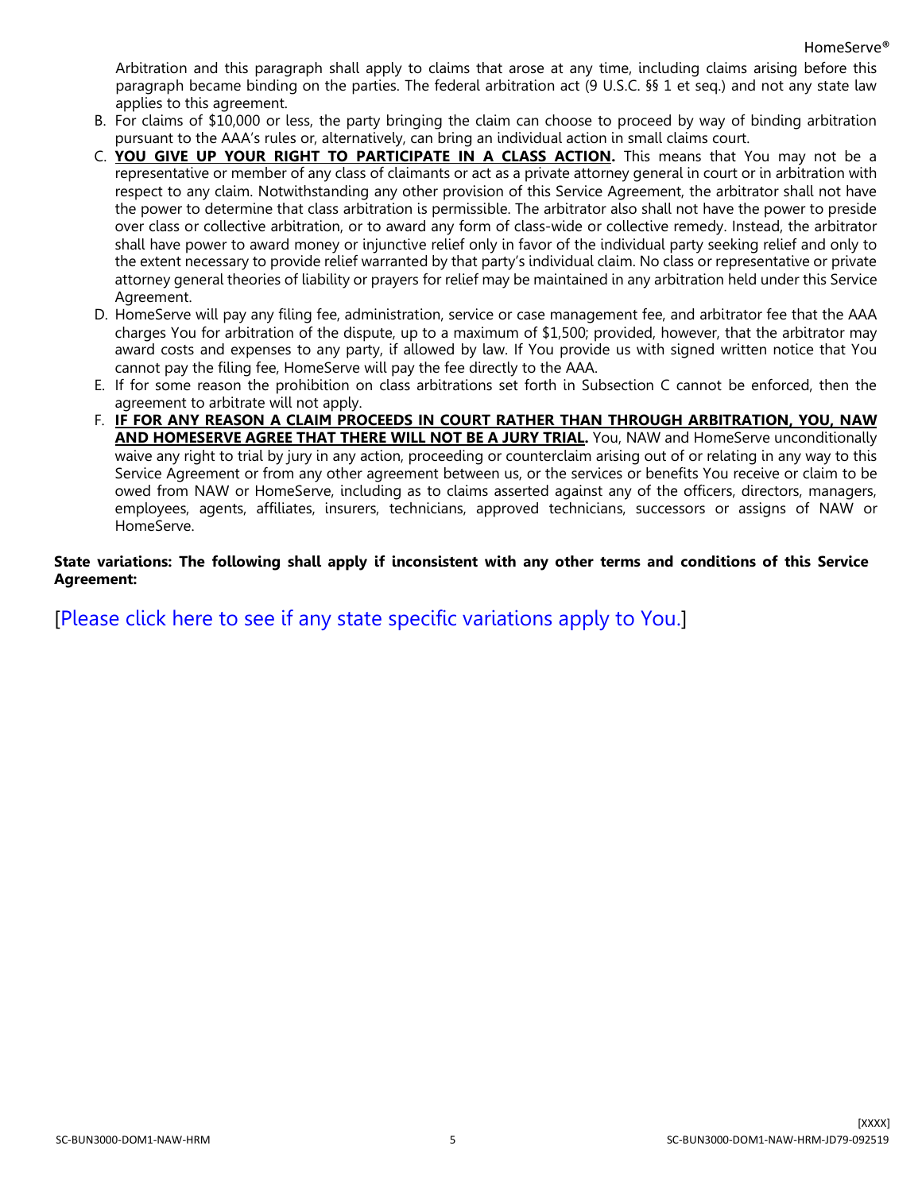Arbitration and this paragraph shall apply to claims that arose at any time, including claims arising before this paragraph became binding on the parties. The federal arbitration act (9 U.S.C. §§ 1 et seq.) and not any state law applies to this agreement.

B. For claims of $10,000 or less, the party bringing the claim can choose to proceed by way of binding arbitration pursuant to the AAA's rules or, alternatively, can bring an individual action in small claims court.

C. **YOU GIVE UP YOUR RIGHT TO PARTICIPATE IN A CLASS ACTION.** This means that You may not be a representative or member of any class of claimants or act as a private attorney general in court or in arbitration with respect to any claim. Notwithstanding any other provision of this Service Agreement, the arbitrator shall not have the power to determine that class arbitration is permissible. The arbitrator also shall not have the power to preside over class or collective arbitration, or to award any form of class-wide or collective remedy. Instead, the arbitrator shall have power to award money or injunctive relief only in favor of the individual party seeking relief and only to the extent necessary to provide relief warranted by that party's individual claim. No class or representative or private attorney general theories of liability or prayers for relief may be maintained in any arbitration held under this Service Agreement.

D. HomeServe will pay any filing fee, administration, service or case management fee, and arbitrator fee that the AAA charges You for arbitration of the dispute, up to a maximum of $1,500; provided, however, that the arbitrator may award costs and expenses to any party, if allowed by law. If You provide us with signed written notice that You cannot pay the filing fee, HomeServe will pay the fee directly to the AAA.

E. If for some reason the prohibition on class arbitrations set forth in Subsection C cannot be enforced, then the agreement to arbitrate will not apply.

F. **IF FOR ANY REASON A CLAIM PROCEEDS IN COURT RATHER THAN THROUGH ARBITRATION, YOU, NAW AND HOMESERVE AGREE THAT THERE WILL NOT BE A JURY TRIAL.** You, NAW and HomeServe unconditionally waive any right to trial by jury in any action, proceeding or counterclaim arising out of or relating in any way to this Service Agreement or from any other agreement between us, or the services or benefits You receive or claim to be owed from NAW or HomeServe, including as to claims asserted against any of the officers, directors, managers, employees, agents, affiliates, insurers, technicians, approved technicians, successors or assigns of NAW or HomeServe.

**State variations: The following shall apply if inconsistent with any other terms and conditions of this Service Agreement:**

[Please click here to see if any state specific variations apply to You.]

[XXXX]

SC-BUN3000-DOM1-NAW-HRM

SC-BUN3000-DOM1-NAW-HRM-JD79-092519